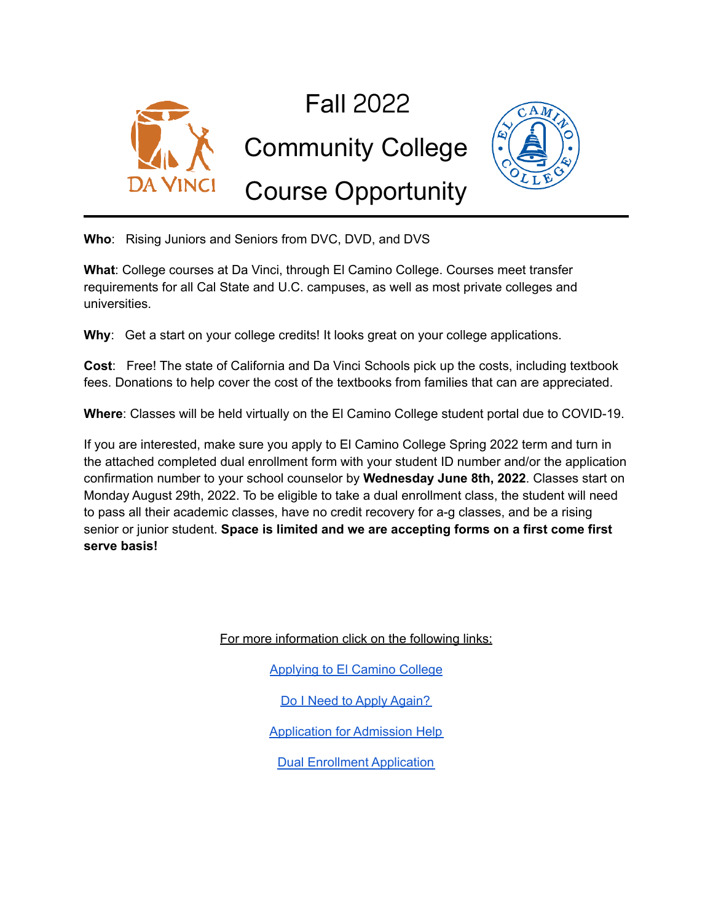# Fall 2022

# Community College

# Course Opportunity

---

**Who**: Rising Juniors and Seniors from DVC, DVD, and DVS

**What**: College courses at Da Vinci, through El Camino College. Courses meet transfer requirements for all Cal State and U.C. campuses, as well as most private colleges and universities.

**Why**: Get a start on your college credits! It looks great on your college applications.

**Cost**: Free! The state of California and Da Vinci Schools pick up the costs, including textbook fees. Donations to help cover the cost of the textbooks from families that can are appreciated.

**Where**: Classes will be held virtually on the El Camino College student portal due to COVID-19.

If you are interested, make sure you apply to El Camino College Spring 2022 term and turn in the attached completed dual enrollment form with your student ID number and/or the application confirmation number to your school counselor by **Wednesday June 8th, 2022**. Classes start on Monday August 29th, 2022. To be eligible to take a dual enrollment class, the student will need to pass all their academic classes, have no credit recovery for a-g classes, and be a rising senior or junior student. **Space is limited and we are accepting forms on a first come first serve basis!**

For more information click on the following links:

Applying to El Camino College

Do I Need to Apply Again?

Application for Admission Help

Dual Enrollment Application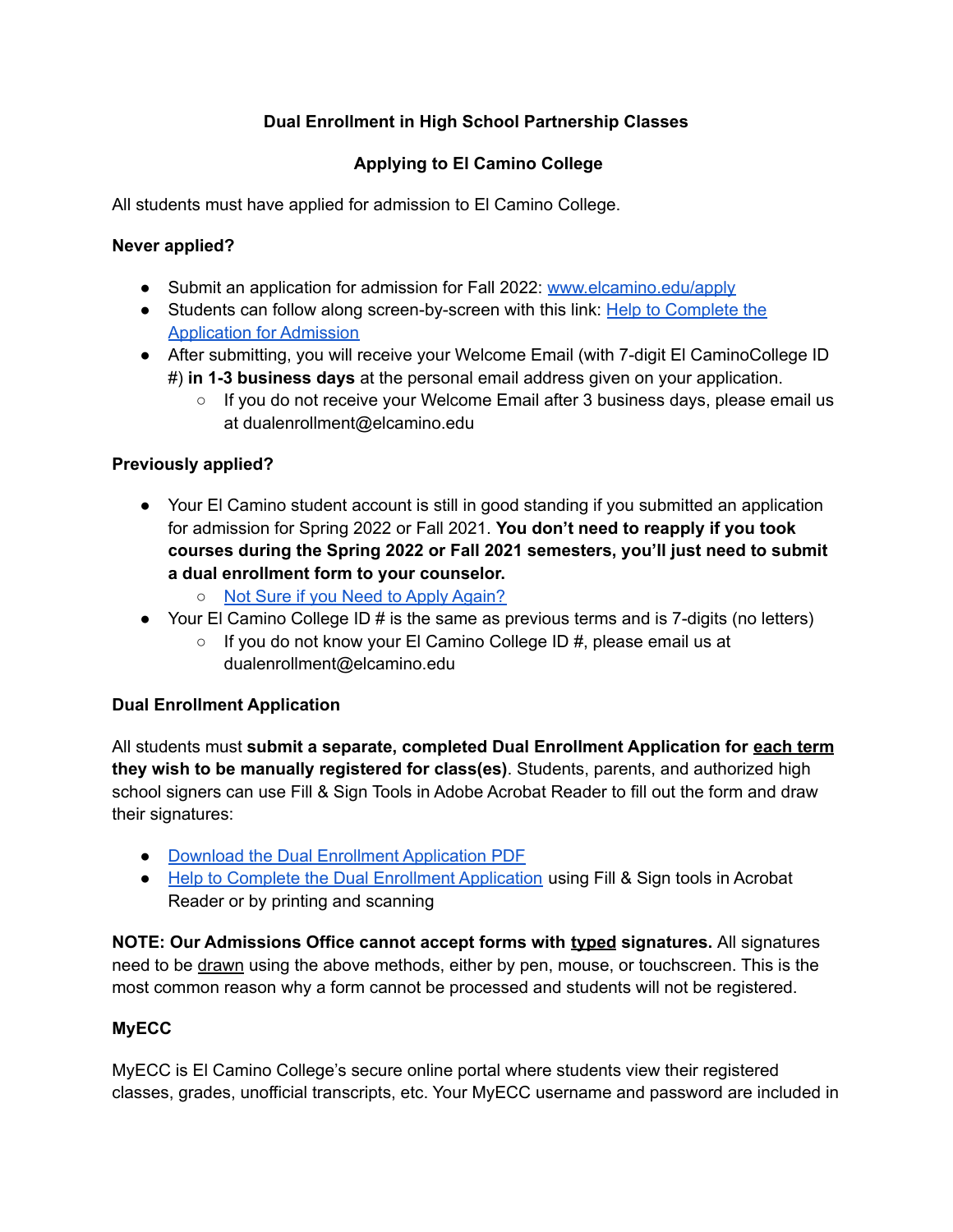**Dual Enrollment in High School Partnership Classes**

**Applying to El Camino College**

All students must have applied for admission to El Camino College.

**Never applied?**

- Submit an application for admission for Fall 2022: www.elcamino.edu/apply
- Students can follow along screen-by-screen with this link: Help to Complete the Application for Admission
- After submitting, you will receive your Welcome Email (with 7-digit El CaminoCollege ID #) **in 1-3 business days** at the personal email address given on your application.
  - If you do not receive your Welcome Email after 3 business days, please email us at dualenrollment@elcamino.edu

**Previously applied?**

- Your El Camino student account is still in good standing if you submitted an application for admission for Spring 2022 or Fall 2021. **You don't need to reapply if you took courses during the Spring 2022 or Fall 2021 semesters, you'll just need to submit a dual enrollment form to your counselor.**
  - Not Sure if you Need to Apply Again?
- Your El Camino College ID # is the same as previous terms and is 7-digits (no letters)
  - If you do not know your El Camino College ID #, please email us at dualenrollment@elcamino.edu

**Dual Enrollment Application**

All students must **submit a separate, completed Dual Enrollment Application for each term they wish to be manually registered for class(es)**. Students, parents, and authorized high school signers can use Fill & Sign Tools in Adobe Acrobat Reader to fill out the form and draw their signatures:

- Download the Dual Enrollment Application PDF
- Help to Complete the Dual Enrollment Application using Fill & Sign tools in Acrobat Reader or by printing and scanning

**NOTE: Our Admissions Office cannot accept forms with typed signatures.** All signatures need to be drawn using the above methods, either by pen, mouse, or touchscreen. This is the most common reason why a form cannot be processed and students will not be registered.

**MyECC**

MyECC is El Camino College's secure online portal where students view their registered classes, grades, unofficial transcripts, etc. Your MyECC username and password are included in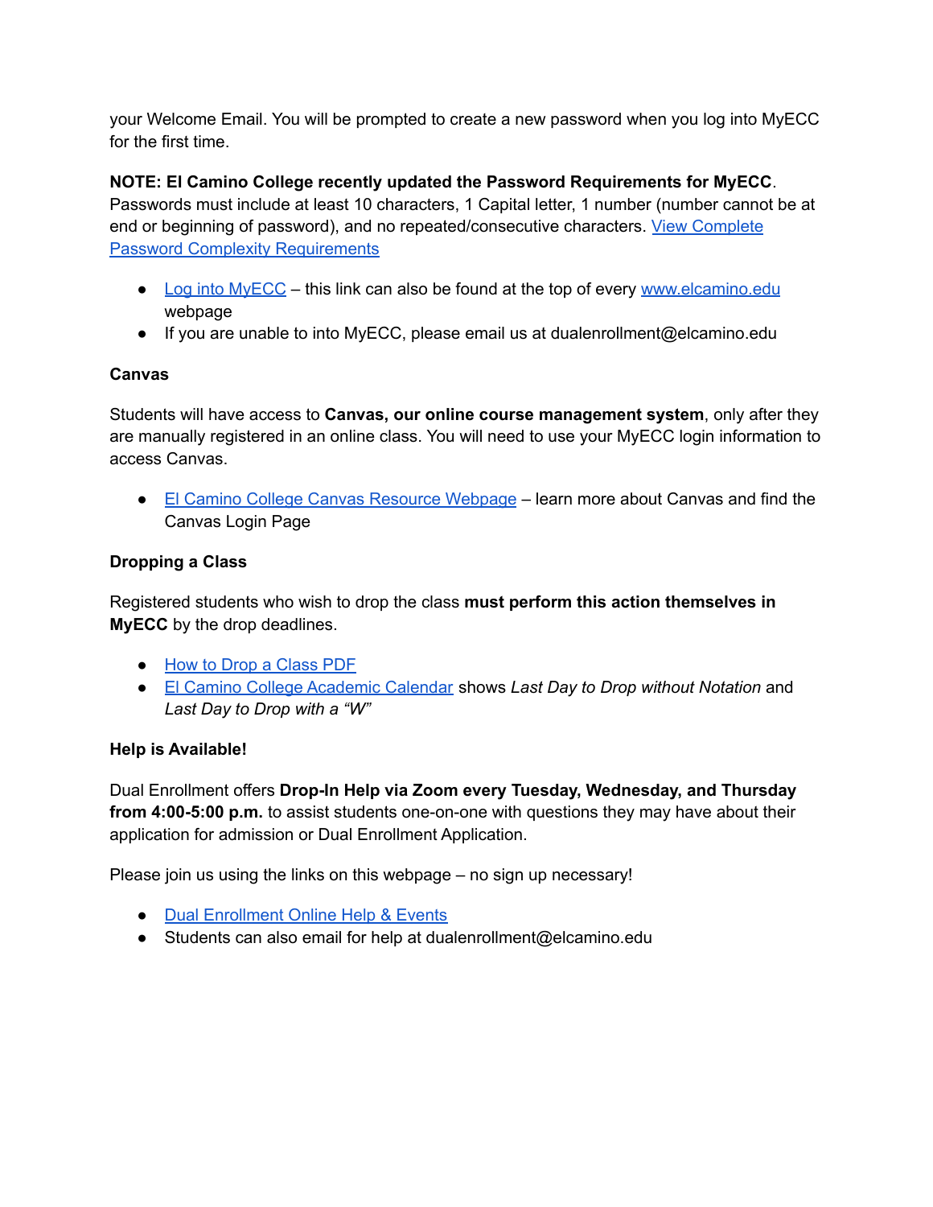your Welcome Email. You will be prompted to create a new password when you log into MyECC for the first time.

**NOTE: El Camino College recently updated the Password Requirements for MyECC**. Passwords must include at least 10 characters, 1 Capital letter, 1 number (number cannot be at end or beginning of password), and no repeated/consecutive characters. View Complete Password Complexity Requirements

- Log into MyECC – this link can also be found at the top of every www.elcamino.edu webpage
- If you are unable to into MyECC, please email us at dualenrollment@elcamino.edu

**Canvas**

Students will have access to **Canvas, our online course management system**, only after they are manually registered in an online class. You will need to use your MyECC login information to access Canvas.

- El Camino College Canvas Resource Webpage – learn more about Canvas and find the Canvas Login Page

**Dropping a Class**

Registered students who wish to drop the class **must perform this action themselves in MyECC** by the drop deadlines.

- How to Drop a Class PDF
- El Camino College Academic Calendar shows *Last Day to Drop without Notation* and *Last Day to Drop with a "W"*

**Help is Available!**

Dual Enrollment offers **Drop-In Help via Zoom every Tuesday, Wednesday, and Thursday from 4:00-5:00 p.m.** to assist students one-on-one with questions they may have about their application for admission or Dual Enrollment Application.

Please join us using the links on this webpage – no sign up necessary!

- Dual Enrollment Online Help & Events
- Students can also email for help at dualenrollment@elcamino.edu